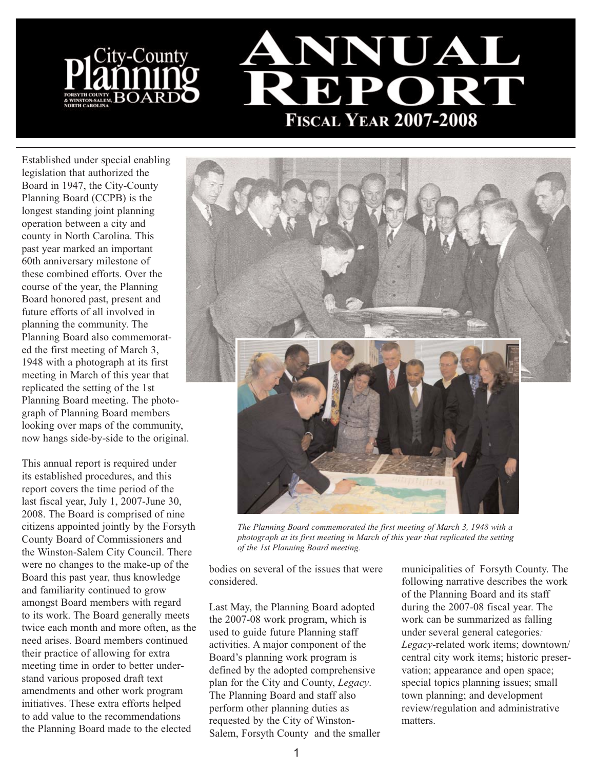# City-County Planning Board

FORSYTH COUNTY & WINSTON-SALEM, NORTH CAROLINA

# ANNUAL REPORT

## FISCAL YEAR 2007-2008

Established under special enabling legislation that authorized the Board in 1947, the City-County Planning Board (CCPB) is the longest standing joint planning operation between a city and county in North Carolina. This past year marked an important 60th anniversary milestone of these combined efforts. Over the course of the year, the Planning Board honored past, present and future efforts of all involved in planning the community. The Planning Board also commemorated the first meeting of March 3, 1948 with a photograph at its first meeting in March of this year that replicated the setting of the 1st Planning Board meeting. The photograph of Planning Board members looking over maps of the community, now hangs side-by-side to the original.

*The Planning Board commemorated the first meeting of March 3, 1948 with a photograph at its first meeting in March of this year that replicated the setting of the 1st Planning Board meeting.*

This annual report is required under its established procedures, and this report covers the time period of the last fiscal year, July 1, 2007-June 30, 2008. The Board is comprised of nine citizens appointed jointly by the Forsyth County Board of Commissioners and the Winston-Salem City Council. There were no changes to the make-up of the Board this past year, thus knowledge and familiarity continued to grow amongst Board members with regard to its work. The Board generally meets twice each month and more often, as the need arises. Board members continued their practice of allowing for extra meeting time in order to better understand various proposed draft text amendments and other work program initiatives. These extra efforts helped to add value to the recommendations the Planning Board made to the elected bodies on several of the issues that were considered.

Last May, the Planning Board adopted the 2007-08 work program, which is used to guide future Planning staff activities. A major component of the Board's planning work program is defined by the adopted comprehensive plan for the City and County, *Legacy*. The Planning Board and staff also perform other planning duties as requested by the City of Winston-Salem, Forsyth County and the smaller municipalities of Forsyth County. The following narrative describes the work of the Planning Board and its staff during the 2007-08 fiscal year. The work can be summarized as falling under several general categories*:* *Legacy*-related work items; downtown/central city work items; historic preservation; appearance and open space; special topics planning issues; small town planning; and development review/regulation and administrative matters.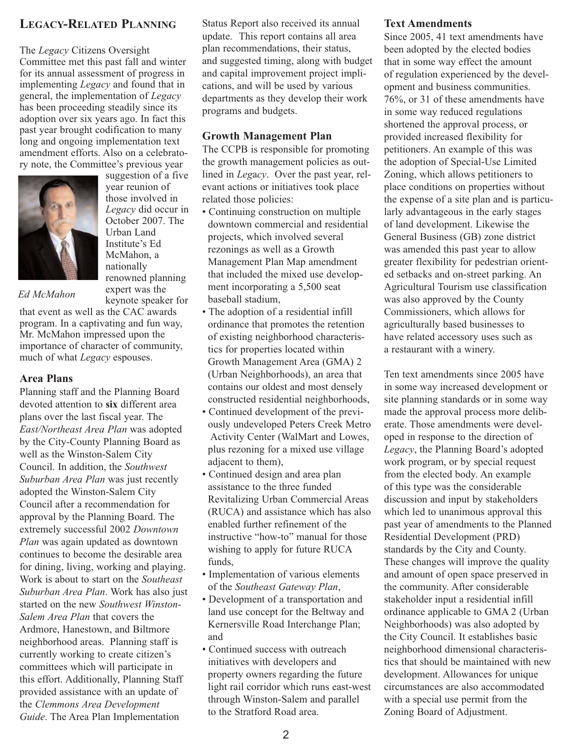## Legacy-Related Planning

The *Legacy* Citizens Oversight Committee met this past fall and winter for its annual assessment of progress in implementing *Legacy* and found that in general, the implementation of *Legacy* has been proceeding steadily since its adoption over six years ago. In fact this past year brought codification to many long and ongoing implementation text amendment efforts. Also on a celebratory note, the Committee's previous year suggestion of a five year reunion of those involved in *Legacy* did occur in October 2007. The Urban Land Institute's Ed McMahon, a nationally renowned planning expert was the keynote speaker for that event as well as the CAC awards program. In a captivating and fun way, Mr. McMahon impressed upon the importance of character of community, much of what *Legacy* espouses.

*Ed McMahon*

### Area Plans

Planning staff and the Planning Board devoted attention to **six** different area plans over the last fiscal year. The *East/Northeast Area Plan* was adopted by the City-County Planning Board as well as the Winston-Salem City Council. In addition, the *Southwest Suburban Area Plan* was just recently adopted the Winston-Salem City Council after a recommendation for approval by the Planning Board. The extremely successful 2002 *Downtown Plan* was again updated as downtown continues to become the desirable area for dining, living, working and playing. Work is about to start on the *Southeast Suburban Area Plan*. Work has also just started on the new *Southwest Winston-Salem Area Plan* that covers the Ardmore, Hanestown, and Biltmore neighborhood areas. Planning staff is currently working to create citizen's committees which will participate in this effort. Additionally, Planning Staff provided assistance with an update of the *Clemmons Area Development Guide*. The Area Plan Implementation Status Report also received its annual update. This report contains all area plan recommendations, their status, and suggested timing, along with budget and capital improvement project implications, and will be used by various departments as they develop their work programs and budgets.

### Growth Management Plan

The CCPB is responsible for promoting the growth management policies as outlined in *Legacy*. Over the past year, relevant actions or initiatives took place related those policies:

- Continuing construction on multiple downtown commercial and residential projects, which involved several rezonings as well as a Growth Management Plan Map amendment that included the mixed use development incorporating a 5,500 seat baseball stadium,
- The adoption of a residential infill ordinance that promotes the retention of existing neighborhood characteristics for properties located within Growth Management Area (GMA) 2 (Urban Neighborhoods), an area that contains our oldest and most densely constructed residential neighborhoods,
- Continued development of the previously undeveloped Peters Creek Metro Activity Center (WalMart and Lowes, plus rezoning for a mixed use village adjacent to them),
- Continued design and area plan assistance to the three funded Revitalizing Urban Commercial Areas (RUCA) and assistance which has also enabled further refinement of the instructive "how-to" manual for those wishing to apply for future RUCA funds,
- Implementation of various elements of the *Southeast Gateway Plan*,
- Development of a transportation and land use concept for the Beltway and Kernersville Road Interchange Plan; and
- Continued success with outreach initiatives with developers and property owners regarding the future light rail corridor which runs east-west through Winston-Salem and parallel to the Stratford Road area.

### Text Amendments

Since 2005, 41 text amendments have been adopted by the elected bodies that in some way effect the amount of regulation experienced by the development and business communities. 76%, or 31 of these amendments have in some way reduced regulations shortened the approval process, or provided increased flexibility for petitioners. An example of this was the adoption of Special-Use Limited Zoning, which allows petitioners to place conditions on properties without the expense of a site plan and is particularly advantageous in the early stages of land development. Likewise the General Business (GB) zone district was amended this past year to allow greater flexibility for pedestrian oriented setbacks and on-street parking. An Agricultural Tourism use classification was also approved by the County Commissioners, which allows for agriculturally based businesses to have related accessory uses such as a restaurant with a winery.

Ten text amendments since 2005 have in some way increased development or site planning standards or in some way made the approval process more deliberate. Those amendments were developed in response to the direction of *Legacy*, the Planning Board's adopted work program, or by special request from the elected body. An example of this type was the considerable discussion and input by stakeholders which led to unanimous approval this past year of amendments to the Planned Residential Development (PRD) standards by the City and County. These changes will improve the quality and amount of open space preserved in the community. After considerable stakeholder input a residential infill ordinance applicable to GMA 2 (Urban Neighborhoods) was also adopted by the City Council. It establishes basic neighborhood dimensional characteristics that should be maintained with new development. Allowances for unique circumstances are also accommodated with a special use permit from the Zoning Board of Adjustment.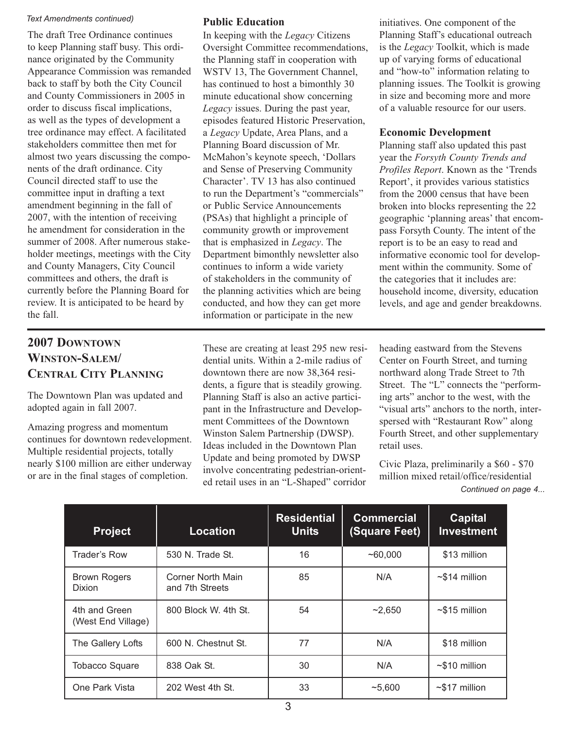*Text Amendments continued)*

The draft Tree Ordinance continues to keep Planning staff busy. This ordinance originated by the Community Appearance Commission was remanded back to staff by both the City Council and County Commissioners in 2005 in order to discuss fiscal implications, as well as the types of development a tree ordinance may effect. A facilitated stakeholders committee then met for almost two years discussing the components of the draft ordinance. City Council directed staff to use the committee input in drafting a text amendment beginning in the fall of 2007, with the intention of receiving he amendment for consideration in the summer of 2008. After numerous stakeholder meetings, meetings with the City and County Managers, City Council committees and others, the draft is currently before the Planning Board for review. It is anticipated to be heard by the fall.

**Public Education**

In keeping with the *Legacy* Citizens Oversight Committee recommendations, the Planning staff in cooperation with WSTV 13, The Government Channel, has continued to host a bimonthly 30 minute educational show concerning *Legacy* issues. During the past year, episodes featured Historic Preservation, a *Legacy* Update, Area Plans, and a Planning Board discussion of Mr. McMahon's keynote speech, 'Dollars and Sense of Preserving Community Character'. TV 13 has also continued to run the Department's "commercials" or Public Service Announcements (PSAs) that highlight a principle of community growth or improvement that is emphasized in *Legacy*. The Department bimonthly newsletter also continues to inform a wide variety of stakeholders in the community of the planning activities which are being conducted, and how they can get more information or participate in the new initiatives. One component of the Planning Staff's educational outreach is the *Legacy* Toolkit, which is made up of varying forms of educational and "how-to" information relating to planning issues. The Toolkit is growing in size and becoming more and more of a valuable resource for our users.

**Economic Development**

Planning staff also updated this past year the *Forsyth County Trends and Profiles Report*. Known as the 'Trends Report', it provides various statistics from the 2000 census that have been broken into blocks representing the 22 geographic 'planning areas' that encompass Forsyth County. The intent of the report is to be an easy to read and informative economic tool for development within the community. Some of the categories that it includes are: household income, diversity, education levels, and age and gender breakdowns.

## 2007 Downtown Winston-Salem/ Central City Planning

The Downtown Plan was updated and adopted again in fall 2007.

Amazing progress and momentum continues for downtown redevelopment. Multiple residential projects, totally nearly $100 million are either underway or are in the final stages of completion. These are creating at least 295 new residential units. Within a 2-mile radius of downtown there are now 38,364 residents, a figure that is steadily growing. Planning Staff is also an active participant in the Infrastructure and Development Committees of the Downtown Winston Salem Partnership (DWSP). Ideas included in the Downtown Plan Update and being promoted by DWSP involve concentrating pedestrian-oriented retail uses in an "L-Shaped" corridor heading eastward from the Stevens Center on Fourth Street, and turning northward along Trade Street to 7th Street. The "L" connects the "performing arts" anchor to the west, with the "visual arts" anchors to the north, interspersed with "Restaurant Row" along Fourth Street, and other supplementary retail uses.

Civic Plaza, preliminarily a $60 - $70 million mixed retail/office/residential

*Continued on page 4...*

| Project | Location | Residential Units | Commercial (Square Feet) | Capital Investment |
|---|---|---|---|---|
| Trader's Row | 530 N. Trade St. | 16 | ~60,000 | $13 million |
| Brown Rogers Dixion | Corner North Main and 7th Streets | 85 | N/A | ~$14 million |
| 4th and Green (West End Village) | 800 Block W. 4th St. | 54 | ~2,650 | ~$15 million |
| The Gallery Lofts | 600 N. Chestnut St. | 77 | N/A | $18 million |
| Tobacco Square | 838 Oak St. | 30 | N/A | ~$10 million |
| One Park Vista | 202 West 4th St. | 33 | ~5,600 | ~$17 million |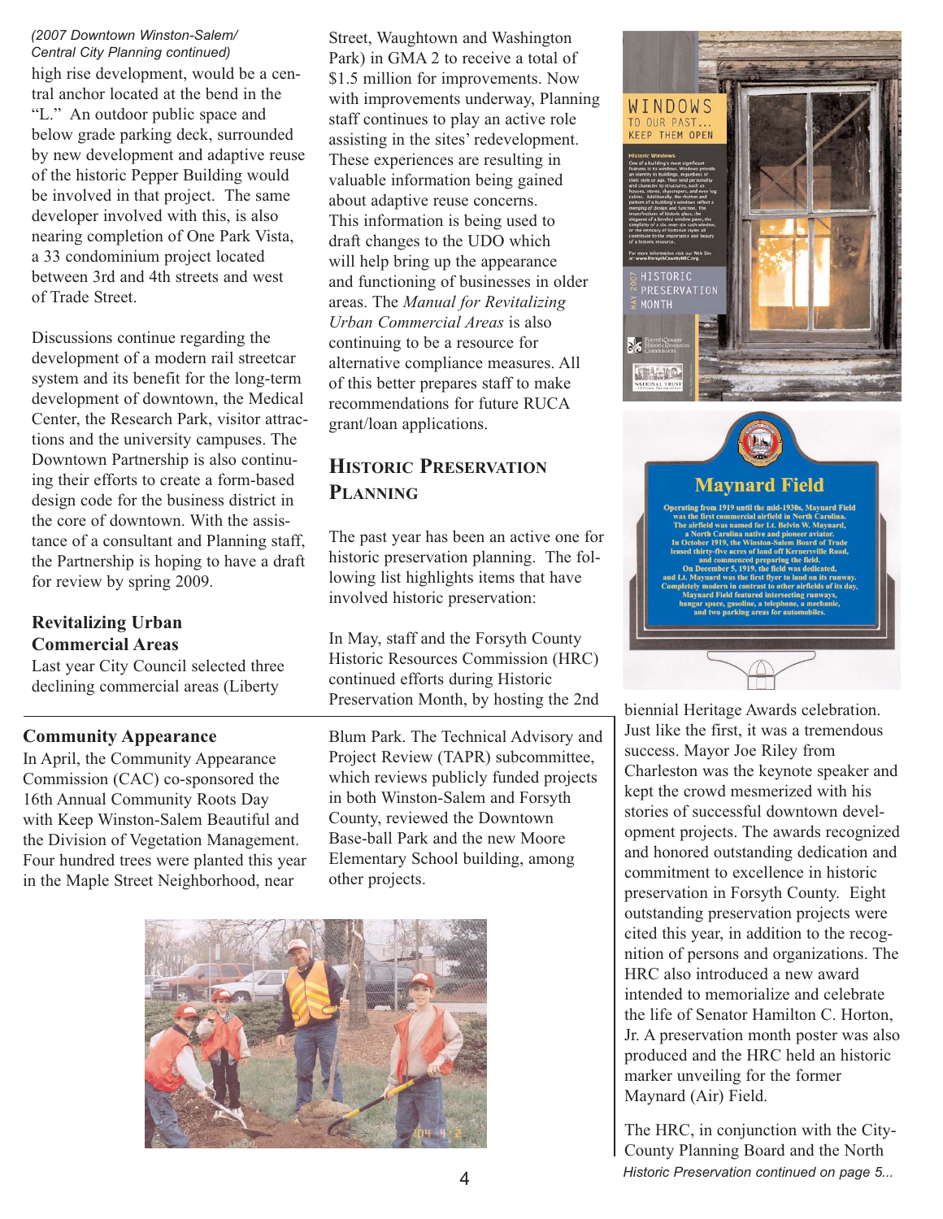*(2007 Downtown Winston-Salem/ Central City Planning continued)*

high rise development, would be a central anchor located at the bend in the "L." An outdoor public space and below grade parking deck, surrounded by new development and adaptive reuse of the historic Pepper Building would be involved in that project. The same developer involved with this, is also nearing completion of One Park Vista, a 33 condominium project located between 3rd and 4th streets and west of Trade Street.

Discussions continue regarding the development of a modern rail streetcar system and its benefit for the long-term development of downtown, the Medical Center, the Research Park, visitor attractions and the university campuses. The Downtown Partnership is also continuing their efforts to create a form-based design code for the business district in the core of downtown. With the assistance of a consultant and Planning staff, the Partnership is hoping to have a draft for review by spring 2009.

### Revitalizing Urban Commercial Areas

Last year City Council selected three declining commercial areas (Liberty Street, Waughtown and Washington Park) in GMA 2 to receive a total of $1.5 million for improvements. Now with improvements underway, Planning staff continues to play an active role assisting in the sites' redevelopment. These experiences are resulting in valuable information being gained about adaptive reuse concerns. This information is being used to draft changes to the UDO which will help bring up the appearance and functioning of businesses in older areas. The *Manual for Revitalizing Urban Commercial Areas* is also continuing to be a resource for alternative compliance measures. All of this better prepares staff to make recommendations for future RUCA grant/loan applications.

## Historic Preservation Planning

The past year has been an active one for historic preservation planning. The following list highlights items that have involved historic preservation:

In May, staff and the Forsyth County Historic Resources Commission (HRC) continued efforts during Historic Preservation Month, by hosting the 2nd biennial Heritage Awards celebration. Just like the first, it was a tremendous success. Mayor Joe Riley from Charleston was the keynote speaker and kept the crowd mesmerized with his stories of successful downtown development projects. The awards recognized and honored outstanding dedication and commitment to excellence in historic preservation in Forsyth County. Eight outstanding preservation projects were cited this year, in addition to the recognition of persons and organizations. The HRC also introduced a new award intended to memorialize and celebrate the life of Senator Hamilton C. Horton, Jr. A preservation month poster was also produced and the HRC held an historic marker unveiling for the former Maynard (Air) Field.

The HRC, in conjunction with the City-County Planning Board and the North

*Historic Preservation continued on page 5...*

### Community Appearance

In April, the Community Appearance Commission (CAC) co-sponsored the 16th Annual Community Roots Day with Keep Winston-Salem Beautiful and the Division of Vegetation Management. Four hundred trees were planted this year in the Maple Street Neighborhood, near Blum Park. The Technical Advisory and Project Review (TAPR) subcommittee, which reviews publicly funded projects in both Winston-Salem and Forsyth County, reviewed the Downtown Base-ball Park and the new Moore Elementary School building, among other projects.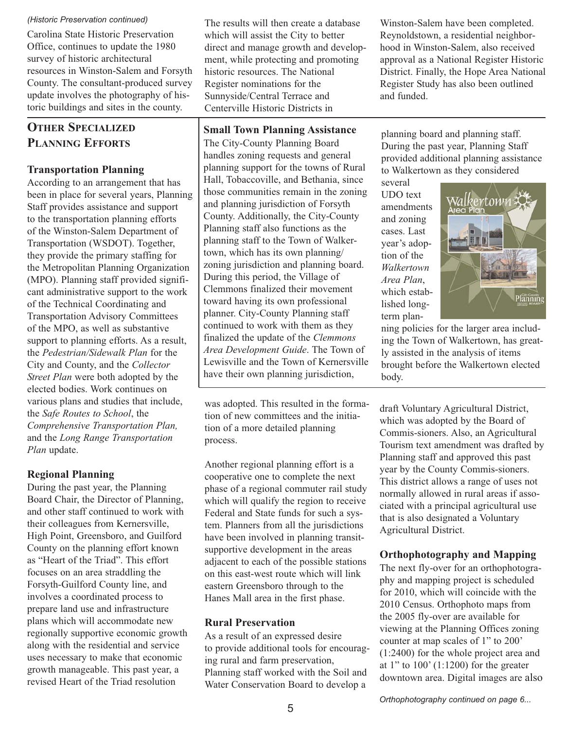*(Historic Preservation continued)*

Carolina State Historic Preservation Office, continues to update the 1980 survey of historic architectural resources in Winston-Salem and Forsyth County. The consultant-produced survey update involves the photography of historic buildings and sites in the county. The results will then create a database which will assist the City to better direct and manage growth and development, while protecting and promoting historic resources. The National Register nominations for the Sunnyside/Central Terrace and Centerville Historic Districts in Winston-Salem have been completed. Reynoldstown, a residential neighborhood in Winston-Salem, also received approval as a National Register Historic District. Finally, the Hope Area National Register Study has also been outlined and funded.

## Other Specialized Planning Efforts

### Transportation Planning

According to an arrangement that has been in place for several years, Planning Staff provides assistance and support to the transportation planning efforts of the Winston-Salem Department of Transportation (WSDOT). Together, they provide the primary staffing for the Metropolitan Planning Organization (MPO). Planning staff provided significant administrative support to the work of the Technical Coordinating and Transportation Advisory Committees of the MPO, as well as substantive support to planning efforts. As a result, the *Pedestrian/Sidewalk Plan* for the City and County, and the *Collector Street Plan* were both adopted by the elected bodies. Work continues on various plans and studies that include, the *Safe Routes to School*, the *Comprehensive Transportation Plan,* and the *Long Range Transportation Plan* update.

### Regional Planning

During the past year, the Planning Board Chair, the Director of Planning, and other staff continued to work with their colleagues from Kernersville, High Point, Greensboro, and Guilford County on the planning effort known as "Heart of the Triad". This effort focuses on an area straddling the Forsyth-Guilford County line, and involves a coordinated process to prepare land use and infrastructure plans which will accommodate new regionally supportive economic growth along with the residential and service uses necessary to make that economic growth manageable. This past year, a revised Heart of the Triad resolution was adopted. This resulted in the formation of new committees and the initiation of a more detailed planning process.

Another regional planning effort is a cooperative one to complete the next phase of a regional commuter rail study which will qualify the region to receive Federal and State funds for such a system. Planners from all the jurisdictions have been involved in planning transit-supportive development in the areas adjacent to each of the possible stations on this east-west route which will link eastern Greensboro through to the Hanes Mall area in the first phase.

### Rural Preservation

As a result of an expressed desire to provide additional tools for encouraging rural and farm preservation, Planning staff worked with the Soil and Water Conservation Board to develop a draft Voluntary Agricultural District, which was adopted by the Board of Commis-sioners. Also, an Agricultural Tourism text amendment was drafted by Planning staff and approved this past year by the County Commis-sioners. This district allows a range of uses not normally allowed in rural areas if associated with a principal agricultural use that is also designated a Voluntary Agricultural District.

### Orthophotography and Mapping

The next fly-over for an orthophotography and mapping project is scheduled for 2010, which will coincide with the 2010 Census. Orthophoto maps from the 2005 fly-over are available for viewing at the Planning Offices zoning counter at map scales of 1" to 200' (1:2400) for the whole project area and at 1" to 100' (1:1200) for the greater downtown area. Digital images are also

*Orthophotography continued on page 6...*

### Small Town Planning Assistance

The City-County Planning Board handles zoning requests and general planning support for the towns of Rural Hall, Tobaccoville, and Bethania, since those communities remain in the zoning and planning jurisdiction of Forsyth County. Additionally, the City-County Planning staff also functions as the planning staff to the Town of Walkertown, which has its own planning/zoning jurisdiction and planning board. During this period, the Village of Clemmons finalized their movement toward having its own professional planner. City-County Planning staff continued to work with them as they finalized the update of the *Clemmons Area Development Guide*. The Town of Lewisville and the Town of Kernersville have their own planning jurisdiction, planning board and planning staff. During the past year, Planning Staff provided additional planning assistance to Walkertown as they considered several UDO text amendments and zoning cases. Last year's adoption of the *Walkertown Area Plan*, which established long-term planning policies for the larger area including the Town of Walkertown, has greatly assisted in the analysis of items brought before the Walkertown elected body.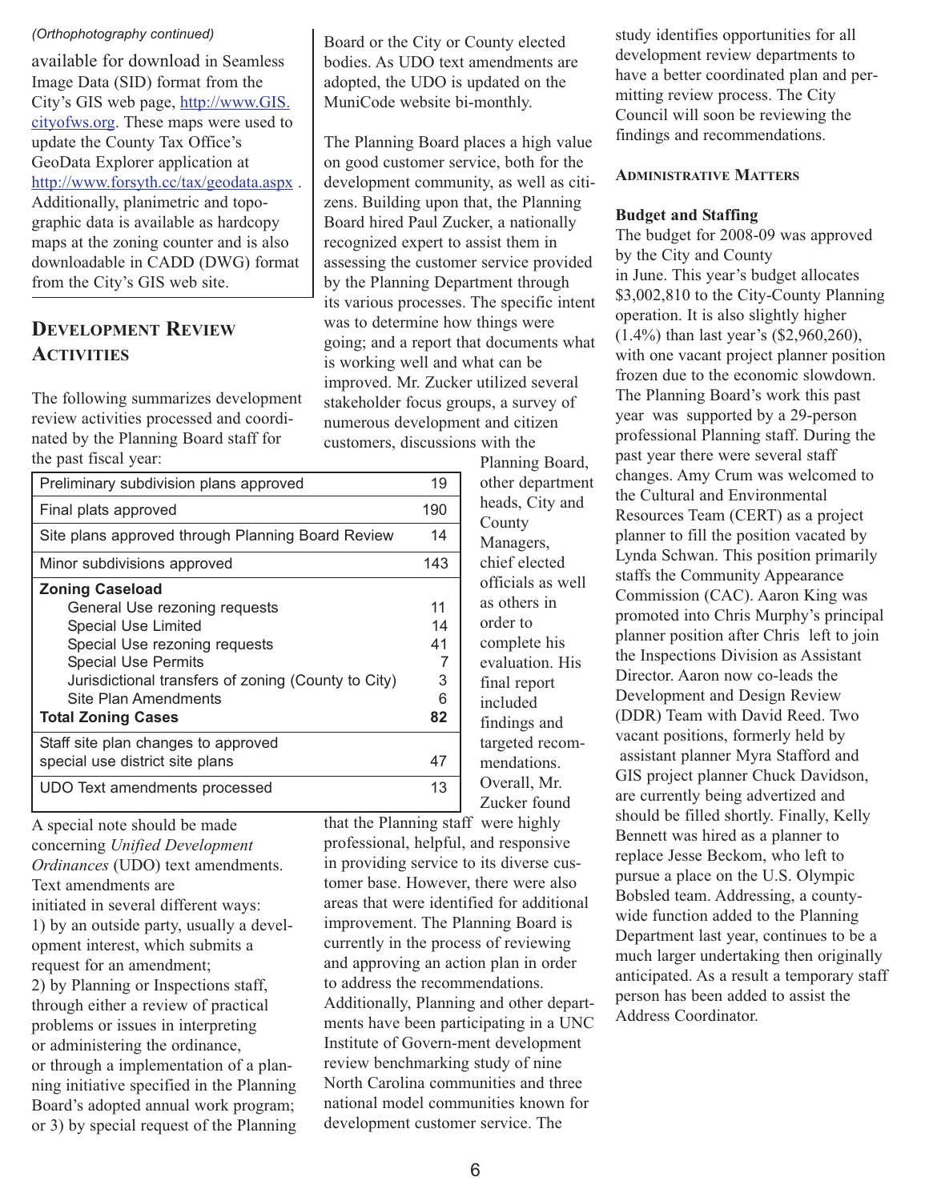*(Orthophotography continued)*

available for download in Seamless Image Data (SID) format from the City's GIS web page, http://www.GIS.cityofws.org. These maps were used to update the County Tax Office's GeoData Explorer application at http://www.forsyth.cc/tax/geodata.aspx . Additionally, planimetric and topographic data is available as hardcopy maps at the zoning counter and is also downloadable in CADD (DWG) format from the City's GIS web site.

## Development Review Activities

The following summarizes development review activities processed and coordinated by the Planning Board staff for the past fiscal year:

| Activity | Count |
|---|---|
| Preliminary subdivision plans approved | 19 |
| Final plats approved | 190 |
| Site plans approved through Planning Board Review | 14 |
| Minor subdivisions approved | 143 |
| **Zoning Caseload** | |
| General Use rezoning requests | 11 |
| Special Use Limited | 14 |
| Special Use rezoning requests | 41 |
| Special Use Permits | 7 |
| Jurisdictional transfers of zoning (County to City) | 3 |
| Site Plan Amendments | 6 |
| **Total Zoning Cases** | **82** |
| Staff site plan changes to approved special use district site plans | 47 |
| UDO Text amendments processed | 13 |

A special note should be made concerning *Unified Development Ordinances* (UDO) text amendments. Text amendments are initiated in several different ways:
1) by an outside party, usually a development interest, which submits a request for an amendment;
2) by Planning or Inspections staff, through either a review of practical problems or issues in interpreting or administering the ordinance, or through a implementation of a planning initiative specified in the Planning Board's adopted annual work program; or 3) by special request of the Planning Board or the City or County elected bodies. As UDO text amendments are adopted, the UDO is updated on the MuniCode website bi-monthly.

The Planning Board places a high value on good customer service, both for the development community, as well as citizens. Building upon that, the Planning Board hired Paul Zucker, a nationally recognized expert to assist them in assessing the customer service provided by the Planning Department through its various processes. The specific intent was to determine how things were going; and a report that documents what is working well and what can be improved. Mr. Zucker utilized several stakeholder focus groups, a survey of numerous development and citizen customers, discussions with the Planning Board, other department heads, City and County Managers, chief elected officials as well as others in order to complete his evaluation. His final report included findings and targeted recommendations. Overall, Mr. Zucker found that the Planning staff were highly professional, helpful, and responsive in providing service to its diverse customer base. However, there were also areas that were identified for additional improvement. The Planning Board is currently in the process of reviewing and approving an action plan in order to address the recommendations. Additionally, Planning and other departments have been participating in a UNC Institute of Govern-ment development review benchmarking study of nine North Carolina communities and three national model communities known for development customer service. The study identifies opportunities for all development review departments to have a better coordinated plan and permitting review process. The City Council will soon be reviewing the findings and recommendations.

## Administrative Matters

### Budget and Staffing

The budget for 2008-09 was approved by the City and County in June. This year's budget allocates $3,002,810 to the City-County Planning operation. It is also slightly higher (1.4%) than last year's ($2,960,260), with one vacant project planner position frozen due to the economic slowdown. The Planning Board's work this past year was supported by a 29-person professional Planning staff. During the past year there were several staff changes. Amy Crum was welcomed to the Cultural and Environmental Resources Team (CERT) as a project planner to fill the position vacated by Lynda Schwan. This position primarily staffs the Community Appearance Commission (CAC). Aaron King was promoted into Chris Murphy's principal planner position after Chris left to join the Inspections Division as Assistant Director. Aaron now co-leads the Development and Design Review (DDR) Team with David Reed. Two vacant positions, formerly held by assistant planner Myra Stafford and GIS project planner Chuck Davidson, are currently being advertized and should be filled shortly. Finally, Kelly Bennett was hired as a planner to replace Jesse Beckom, who left to pursue a place on the U.S. Olympic Bobsled team. Addressing, a county-wide function added to the Planning Department last year, continues to be a much larger undertaking then originally anticipated. As a result a temporary staff person has been added to assist the Address Coordinator.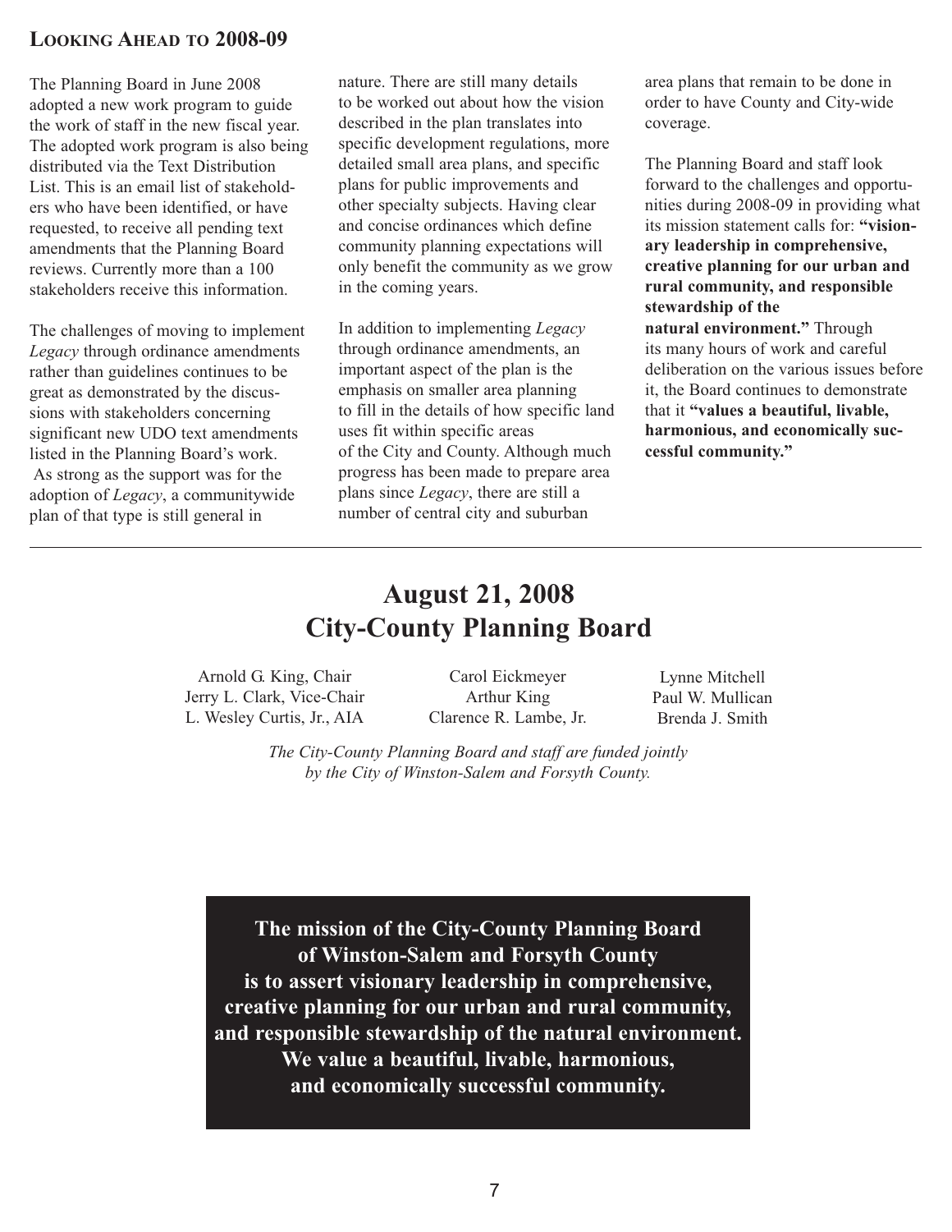## Looking Ahead to 2008-09

The Planning Board in June 2008 adopted a new work program to guide the work of staff in the new fiscal year. The adopted work program is also being distributed via the Text Distribution List. This is an email list of stakeholders who have been identified, or have requested, to receive all pending text amendments that the Planning Board reviews. Currently more than a 100 stakeholders receive this information.

The challenges of moving to implement *Legacy* through ordinance amendments rather than guidelines continues to be great as demonstrated by the discussions with stakeholders concerning significant new UDO text amendments listed in the Planning Board's work. As strong as the support was for the adoption of *Legacy*, a communitywide plan of that type is still general in nature. There are still many details to be worked out about how the vision described in the plan translates into specific development regulations, more detailed small area plans, and specific plans for public improvements and other specialty subjects. Having clear and concise ordinances which define community planning expectations will only benefit the community as we grow in the coming years.

In addition to implementing *Legacy* through ordinance amendments, an important aspect of the plan is the emphasis on smaller area planning to fill in the details of how specific land uses fit within specific areas of the City and County. Although much progress has been made to prepare area plans since *Legacy*, there are still a number of central city and suburban area plans that remain to be done in order to have County and City-wide coverage.

The Planning Board and staff look forward to the challenges and opportunities during 2008-09 in providing what its mission statement calls for: **"visionary leadership in comprehensive, creative planning for our urban and rural community, and responsible stewardship of the natural environment."** Through its many hours of work and careful deliberation on the various issues before it, the Board continues to demonstrate that it **"values a beautiful, livable, harmonious, and economically successful community."**

---

# August 21, 2008
# City-County Planning Board

Arnold G. King, Chair
Jerry L. Clark, Vice-Chair
L. Wesley Curtis, Jr., AIA
Carol Eickmeyer
Arthur King
Clarence R. Lambe, Jr.
Lynne Mitchell
Paul W. Mullican
Brenda J. Smith

*The City-County Planning Board and staff are funded jointly by the City of Winston-Salem and Forsyth County.*

**The mission of the City-County Planning Board of Winston-Salem and Forsyth County is to assert visionary leadership in comprehensive, creative planning for our urban and rural community, and responsible stewardship of the natural environment. We value a beautiful, livable, harmonious, and economically successful community.**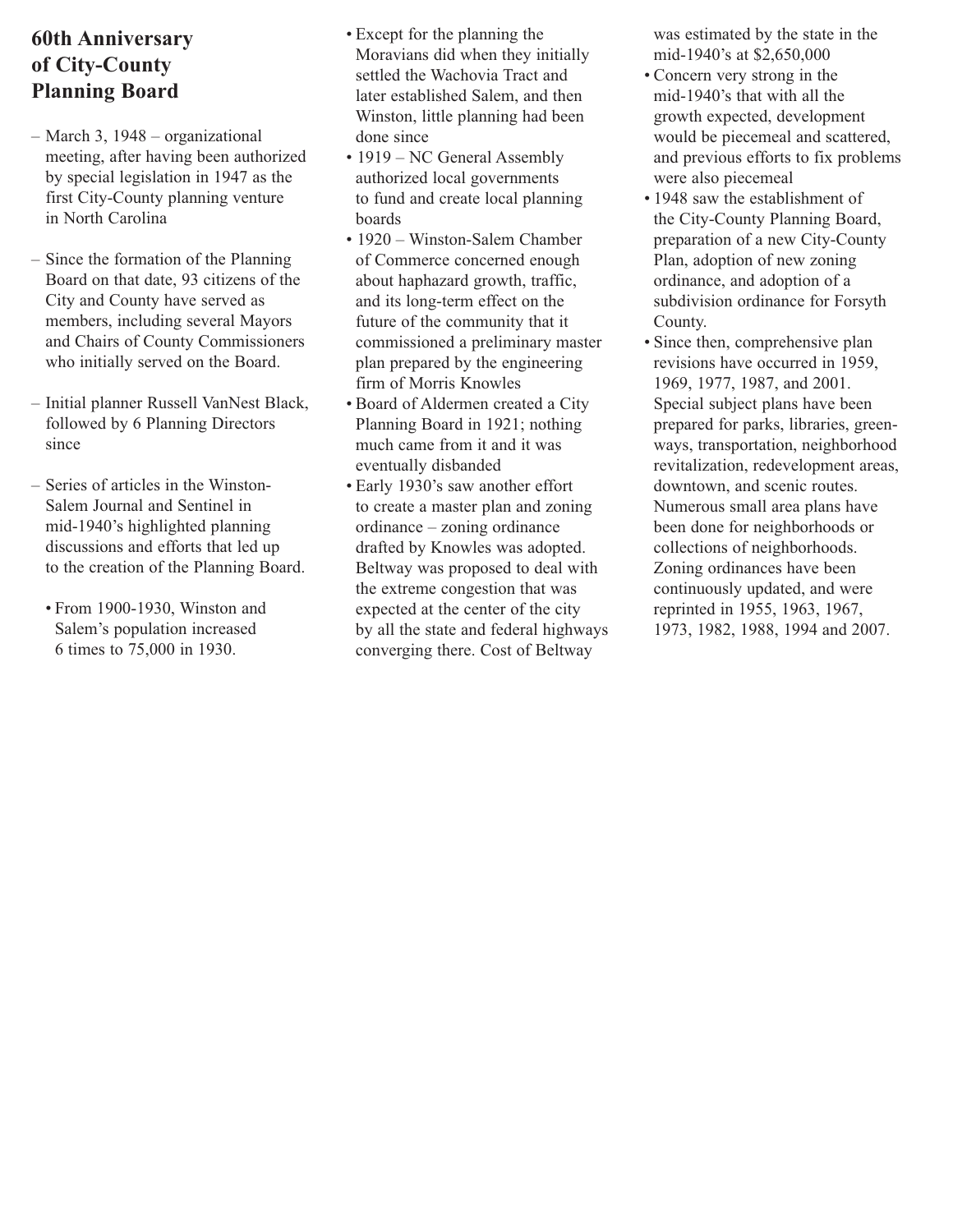## 60th Anniversary of City-County Planning Board

- March 3, 1948 – organizational meeting, after having been authorized by special legislation in 1947 as the first City-County planning venture in North Carolina

- Since the formation of the Planning Board on that date, 93 citizens of the City and County have served as members, including several Mayors and Chairs of County Commissioners who initially served on the Board.

- Initial planner Russell VanNest Black, followed by 6 Planning Directors since

- Series of articles in the Winston-Salem Journal and Sentinel in mid-1940's highlighted planning discussions and efforts that led up to the creation of the Planning Board.

  - From 1900-1930, Winston and Salem's population increased 6 times to 75,000 in 1930.
  - Except for the planning the Moravians did when they initially settled the Wachovia Tract and later established Salem, and then Winston, little planning had been done since
  - 1919 – NC General Assembly authorized local governments to fund and create local planning boards
  - 1920 – Winston-Salem Chamber of Commerce concerned enough about haphazard growth, traffic, and its long-term effect on the future of the community that it commissioned a preliminary master plan prepared by the engineering firm of Morris Knowles
  - Board of Aldermen created a City Planning Board in 1921; nothing much came from it and it was eventually disbanded
  - Early 1930's saw another effort to create a master plan and zoning ordinance – zoning ordinance drafted by Knowles was adopted. Beltway was proposed to deal with the extreme congestion that was expected at the center of the city by all the state and federal highways converging there. Cost of Beltway was estimated by the state in the mid-1940's at $2,650,000
  - Concern very strong in the mid-1940's that with all the growth expected, development would be piecemeal and scattered, and previous efforts to fix problems were also piecemeal
  - 1948 saw the establishment of the City-County Planning Board, preparation of a new City-County Plan, adoption of new zoning ordinance, and adoption of a subdivision ordinance for Forsyth County.
  - Since then, comprehensive plan revisions have occurred in 1959, 1969, 1977, 1987, and 2001. Special subject plans have been prepared for parks, libraries, greenways, transportation, neighborhood revitalization, redevelopment areas, downtown, and scenic routes. Numerous small area plans have been done for neighborhoods or collections of neighborhoods. Zoning ordinances have been continuously updated, and were reprinted in 1955, 1963, 1967, 1973, 1982, 1988, 1994 and 2007.